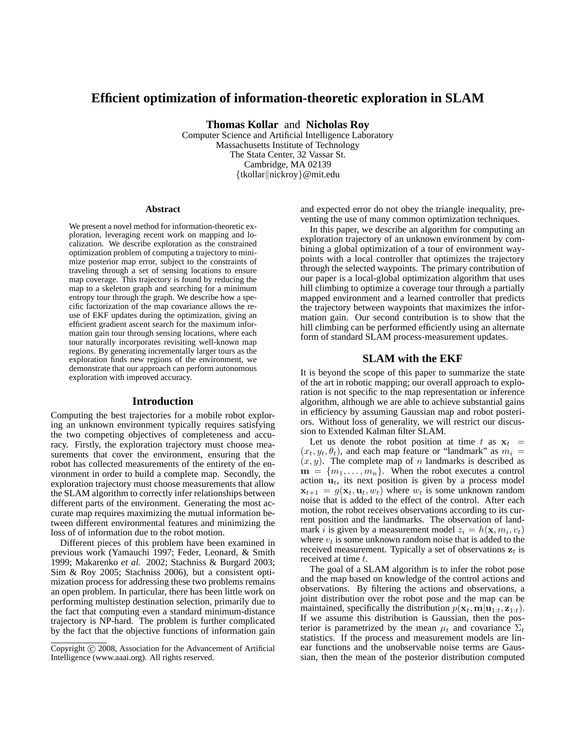# Efficient optimization of information-theoretic exploration in SLAM

**Thomas Kollar** and **Nicholas Roy**

Computer Science and Artificial Intelligence Laboratory
Massachusetts Institute of Technology
The Stata Center, 32 Vassar St.
Cambridge, MA 02139
{tkollar||nickroy}@mit.edu

## Abstract

We present a novel method for information-theoretic exploration, leveraging recent work on mapping and localization. We describe exploration as the constrained optimization problem of computing a trajectory to minimize posterior map error, subject to the constraints of traveling through a set of sensing locations to ensure map coverage. This trajectory is found by reducing the map to a skeleton graph and searching for a minimum entropy tour through the graph. We describe how a specific factorization of the map covariance allows the reuse of EKF updates during the optimization, giving an efficient gradient ascent search for the maximum information gain tour through sensing locations, where each tour naturally incorporates revisiting well-known map regions. By generating incrementally larger tours as the exploration finds new regions of the environment, we demonstrate that our approach can perform autonomous exploration with improved accuracy.

## Introduction

Computing the best trajectories for a mobile robot exploring an unknown environment typically requires satisfying the two competing objectives of completeness and accuracy. Firstly, the exploration trajectory must choose measurements that cover the environment, ensuring that the robot has collected measurements of the entirety of the environment in order to build a complete map. Secondly, the exploration trajectory must choose measurements that allow the SLAM algorithm to correctly infer relationships between different parts of the environment. Generating the most accurate map requires maximizing the mutual information between different environmental features and minimizing the loss of of information due to the robot motion.

Different pieces of this problem have been examined in previous work (Yamauchi 1997; Feder, Leonard, & Smith 1999; Makarenko *et al.* 2002; Stachniss & Burgard 2003; Sim & Roy 2005; Stachniss 2006), but a consistent optimization process for addressing these two problems remains an open problem. In particular, there has been little work on performing multistep destination selection, primarily due to the fact that computing even a standard minimum-distance trajectory is NP-hard. The problem is further complicated by the fact that the objective functions of information gain and expected error do not obey the triangle inequality, preventing the use of many common optimization techniques.

In this paper, we describe an algorithm for computing an exploration trajectory of an unknown environment by combining a global optimization of a tour of environment waypoints with a local controller that optimizes the trajectory through the selected waypoints. The primary contribution of our paper is a local-global optimization algorithm that uses hill climbing to optimize a coverage tour through a partially mapped environment and a learned controller that predicts the trajectory between waypoints that maximizes the information gain. Our second contribution is to show that the hill climbing can be performed efficiently using an alternate form of standard SLAM process-measurement updates.

## SLAM with the EKF

It is beyond the scope of this paper to summarize the state of the art in robotic mapping; our overall approach to exploration is not specific to the map representation or inference algorithm, although we are able to achieve substantial gains in efficiency by assuming Gaussian map and robot posteriors. Without loss of generality, we will restrict our discussion to Extended Kalman filter SLAM.

Let us denote the robot position at time $t$ as $\mathbf{x}_t = (x_t, y_t, \theta_t)$, and each map feature or "landmark" as $m_i = (x, y)$. The complete map of $n$ landmarks is described as $\mathbf{m} = \{m_1, \ldots, m_n\}$. When the robot executes a control action $\mathbf{u}_t$, its next position is given by a process model $\mathbf{x}_{t+1} = g(\mathbf{x}_t, \mathbf{u}_t, w_t)$ where $w_t$ is some unknown random noise that is added to the effect of the control. After each motion, the robot receives observations according to its current position and the landmarks. The observation of landmark $i$ is given by a measurement model $z_i = h(\mathbf{x}, m_i, v_t)$ where $v_t$ is some unknown random noise that is added to the received measurement. Typically a set of observations $\mathbf{z}_t$ is received at time $t$.

The goal of a SLAM algorithm is to infer the robot pose and the map based on knowledge of the control actions and observations. By filtering the actions and observations, a joint distribution over the robot pose and the map can be maintained, specifically the distribution $p(\mathbf{x}_t, \mathbf{m}|\mathbf{u}_{1:t}, \mathbf{z}_{1:t})$. If we assume this distribution is Gaussian, then the posterior is parametrized by the mean $\mu_t$ and covariance $\Sigma_t$ statistics. If the process and measurement models are linear functions and the unobservable noise terms are Gaussian, then the mean of the posterior distribution computed

Copyright © 2008, Association for the Advancement of Artificial Intelligence (www.aaai.org). All rights reserved.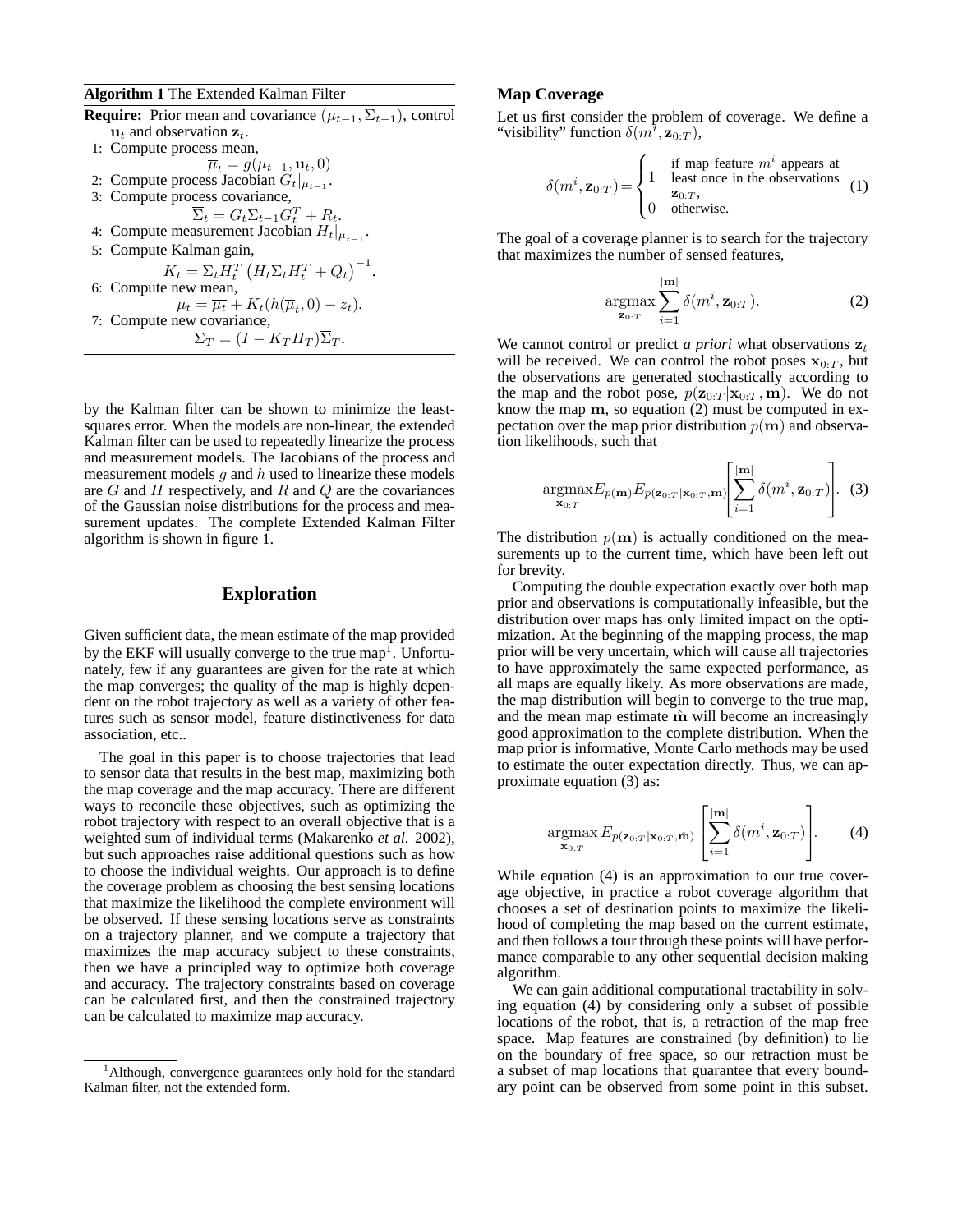**Algorithm 1** The Extended Kalman Filter

**Require:** Prior mean and covariance $(\mu_{t-1}, \Sigma_{t-1})$, control $\mathbf{u}_t$ and observation $\mathbf{z}_t$.

1: Compute process mean,
$$\overline{\mu}_t = g(\mu_{t-1}, \mathbf{u}_t, 0)$$
2: Compute process Jacobian $G_t|_{\mu_{t-1}}$.
3: Compute process covariance,
$$\overline{\Sigma}_t = G_t \Sigma_{t-1} G_t^T + R_t.$$
4: Compute measurement Jacobian $H_t|_{\overline{\mu}_{t-1}}$.
5: Compute Kalman gain,
$$K_t = \overline{\Sigma}_t H_t^T \left(H_t \overline{\Sigma}_t H_t^T + Q_t\right)^{-1}.$$
6: Compute new mean,
$$\mu_t = \overline{\mu_t} + K_t(h(\overline{\mu}_t, 0) - z_t).$$
7: Compute new covariance,
$$\Sigma_T = (I - K_T H_T)\overline{\Sigma}_T.$$

by the Kalman filter can be shown to minimize the least-squares error. When the models are non-linear, the extended Kalman filter can be used to repeatedly linearize the process and measurement models. The Jacobians of the process and measurement models $g$ and $h$ used to linearize these models are $G$ and $H$ respectively, and $R$ and $Q$ are the covariances of the Gaussian noise distributions for the process and measurement updates. The complete Extended Kalman Filter algorithm is shown in figure 1.

## Exploration

Given sufficient data, the mean estimate of the map provided by the EKF will usually converge to the true map[1]. Unfortunately, few if any guarantees are given for the rate at which the map converges; the quality of the map is highly dependent on the robot trajectory as well as a variety of other features such as sensor model, feature distinctiveness for data association, etc..

The goal in this paper is to choose trajectories that lead to sensor data that results in the best map, maximizing both the map coverage and the map accuracy. There are different ways to reconcile these objectives, such as optimizing the robot trajectory with respect to an overall objective that is a weighted sum of individual terms (Makarenko *et al.* 2002), but such approaches raise additional questions such as how to choose the individual weights. Our approach is to define the coverage problem as choosing the best sensing locations that maximize the likelihood the complete environment will be observed. If these sensing locations serve as constraints on a trajectory planner, and we compute a trajectory that maximizes the map accuracy subject to these constraints, then we have a principled way to optimize both coverage and accuracy. The trajectory constraints based on coverage can be calculated first, and then the constrained trajectory can be calculated to maximize map accuracy.

[1]Although, convergence guarantees only hold for the standard Kalman filter, not the extended form.

### Map Coverage

Let us first consider the problem of coverage. We define a "visibility" function $\delta(m^i, \mathbf{z}_{0:T})$,

$$\delta(m^i, \mathbf{z}_{0:T}) = \begin{cases} 1 & \text{if map feature } m^i \text{ appears at least once in the observations } \mathbf{z}_{0:T}, \\ 0 & \text{otherwise.} \end{cases} \quad (1)$$

The goal of a coverage planner is to search for the trajectory that maximizes the number of sensed features,

$$\underset{\mathbf{z}_{0:T}}{\operatorname{argmax}} \sum_{i=1}^{|\mathbf{m}|} \delta(m^i, \mathbf{z}_{0:T}). \quad (2)$$

We cannot control or predict *a priori* what observations $\mathbf{z}_t$ will be received. We can control the robot poses $\mathbf{x}_{0:T}$, but the observations are generated stochastically according to the map and the robot pose, $p(\mathbf{z}_{0:T}|\mathbf{x}_{0:T}, \mathbf{m})$. We do not know the map $\mathbf{m}$, so equation (2) must be computed in expectation over the map prior distribution $p(\mathbf{m})$ and observation likelihoods, such that

$$\underset{\mathbf{x}_{0:T}}{\operatorname{argmax}} E_{p(\mathbf{m})} E_{p(\mathbf{z}_{0:T}|\mathbf{x}_{0:T},\mathbf{m})} \left[ \sum_{i=1}^{|\mathbf{m}|} \delta(m^i, \mathbf{z}_{0:T}) \right]. \quad (3)$$

The distribution $p(\mathbf{m})$ is actually conditioned on the measurements up to the current time, which have been left out for brevity.

Computing the double expectation exactly over both map prior and observations is computationally infeasible, but the distribution over maps has only limited impact on the optimization. At the beginning of the mapping process, the map prior will be very uncertain, which will cause all trajectories to have approximately the same expected performance, as all maps are equally likely. As more observations are made, the map distribution will begin to converge to the true map, and the mean map estimate $\hat{\mathbf{m}}$ will become an increasingly good approximation to the complete distribution. When the map prior is informative, Monte Carlo methods may be used to estimate the outer expectation directly. Thus, we can approximate equation (3) as:

$$\underset{\mathbf{x}_{0:T}}{\operatorname{argmax}} E_{p(\mathbf{z}_{0:T}|\mathbf{x}_{0:T},\hat{\mathbf{m}})} \left[ \sum_{i=1}^{|\mathbf{m}|} \delta(m^i, \mathbf{z}_{0:T}) \right]. \quad (4)$$

While equation (4) is an approximation to our true coverage objective, in practice a robot coverage algorithm that chooses a set of destination points to maximize the likelihood of completing the map based on the current estimate, and then follows a tour through these points will have performance comparable to any other sequential decision making algorithm.

We can gain additional computational tractability in solving equation (4) by considering only a subset of possible locations of the robot, that is, a retraction of the map free space. Map features are constrained (by definition) to lie on the boundary of free space, so our retraction must be a subset of map locations that guarantee that every boundary point can be observed from some point in this subset.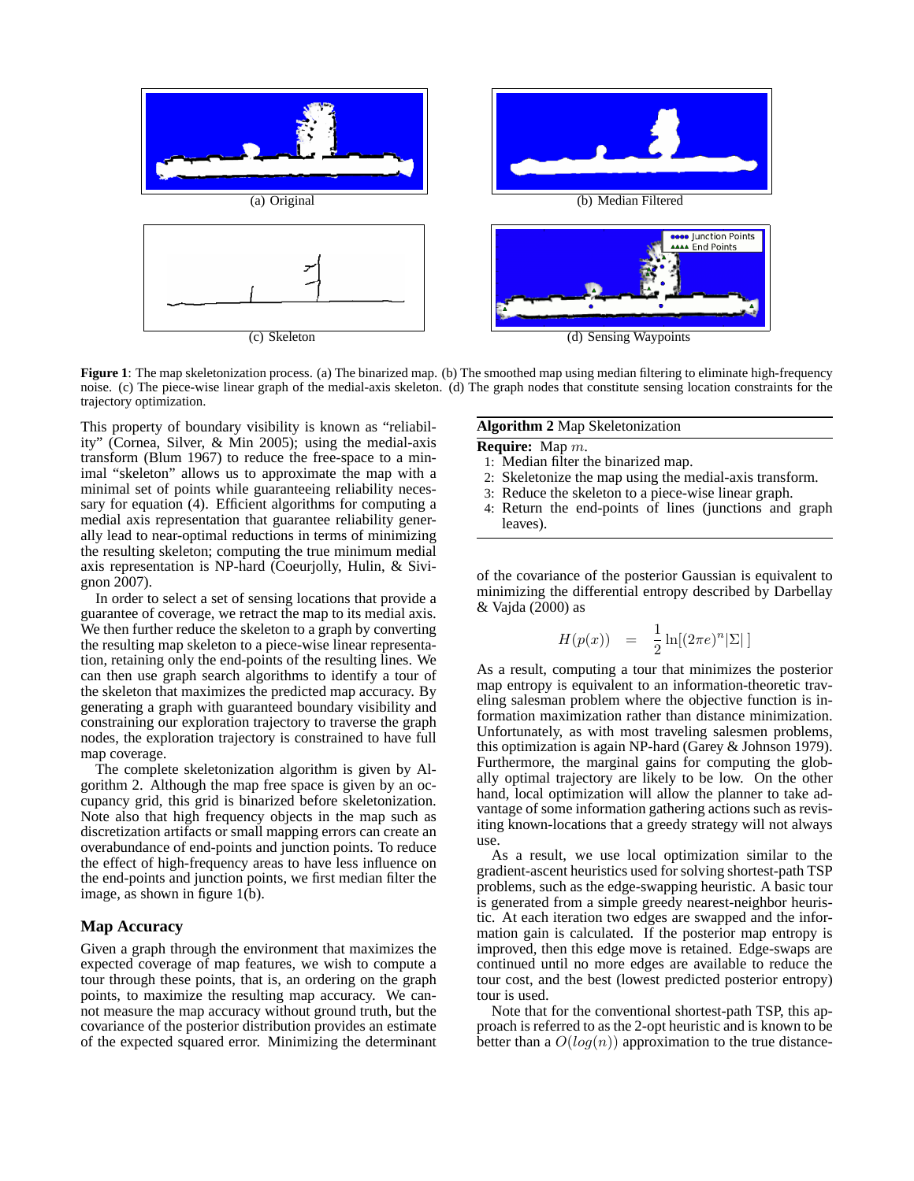(a) Original

(b) Median Filtered

(c) Skeleton

(d) Sensing Waypoints

**Figure 1**: The map skeletonization process. (a) The binarized map. (b) The smoothed map using median filtering to eliminate high-frequency noise. (c) The piece-wise linear graph of the medial-axis skeleton. (d) The graph nodes that constitute sensing location constraints for the trajectory optimization.

This property of boundary visibility is known as "reliability" (Cornea, Silver, & Min 2005); using the medial-axis transform (Blum 1967) to reduce the free-space to a minimal "skeleton" allows us to approximate the map with a minimal set of points while guaranteeing reliability necessary for equation (4). Efficient algorithms for computing a medial axis representation that guarantee reliability generally lead to near-optimal reductions in terms of minimizing the resulting skeleton; computing the true minimum medial axis representation is NP-hard (Coeurjolly, Hulin, & Sivignon 2007).

In order to select a set of sensing locations that provide a guarantee of coverage, we retract the map to its medial axis. We then further reduce the skeleton to a graph by converting the resulting map skeleton to a piece-wise linear representation, retaining only the end-points of the resulting lines. We can then use graph search algorithms to identify a tour of the skeleton that maximizes the predicted map accuracy. By generating a graph with guaranteed boundary visibility and constraining our exploration trajectory to traverse the graph nodes, the exploration trajectory is constrained to have full map coverage.

The complete skeletonization algorithm is given by Algorithm 2. Although the map free space is given by an occupancy grid, this grid is binarized before skeletonization. Note also that high frequency objects in the map such as discretization artifacts or small mapping errors can create an overabundance of end-points and junction points. To reduce the effect of high-frequency areas to have less influence on the end-points and junction points, we first median filter the image, as shown in figure 1(b).

## Map Accuracy

Given a graph through the environment that maximizes the expected coverage of map features, we wish to compute a tour through these points, that is, an ordering on the graph points, to maximize the resulting map accuracy. We cannot measure the map accuracy without ground truth, but the covariance of the posterior distribution provides an estimate of the expected squared error. Minimizing the determinant of the covariance of the posterior Gaussian is equivalent to minimizing the differential entropy described by Darbellay & Vajda (2000) as

$$H(p(x)) \quad = \quad \frac{1}{2}\ln[(2\pi e)^n|\Sigma|\,]$$

As a result, computing a tour that minimizes the posterior map entropy is equivalent to an information-theoretic traveling salesman problem where the objective function is information maximization rather than distance minimization. Unfortunately, as with most traveling salesmen problems, this optimization is again NP-hard (Garey & Johnson 1979). Furthermore, the marginal gains for computing the globally optimal trajectory are likely to be low. On the other hand, local optimization will allow the planner to take advantage of some information gathering actions such as revisiting known-locations that a greedy strategy will not always use.

As a result, we use local optimization similar to the gradient-ascent heuristics used for solving shortest-path TSP problems, such as the edge-swapping heuristic. A basic tour is generated from a simple greedy nearest-neighbor heuristic. At each iteration two edges are swapped and the information gain is calculated. If the posterior map entropy is improved, then this edge move is retained. Edge-swaps are continued until no more edges are available to reduce the tour cost, and the best (lowest predicted posterior entropy) tour is used.

Note that for the conventional shortest-path TSP, this approach is referred to as the 2-opt heuristic and is known to be better than a $O(log(n))$ approximation to the true distance-

---

**Algorithm 2** Map Skeletonization

**Require:** Map $m$.
1: Median filter the binarized map.
2: Skeletonize the map using the medial-axis transform.
3: Reduce the skeleton to a piece-wise linear graph.
4: Return the end-points of lines (junctions and graph leaves).

---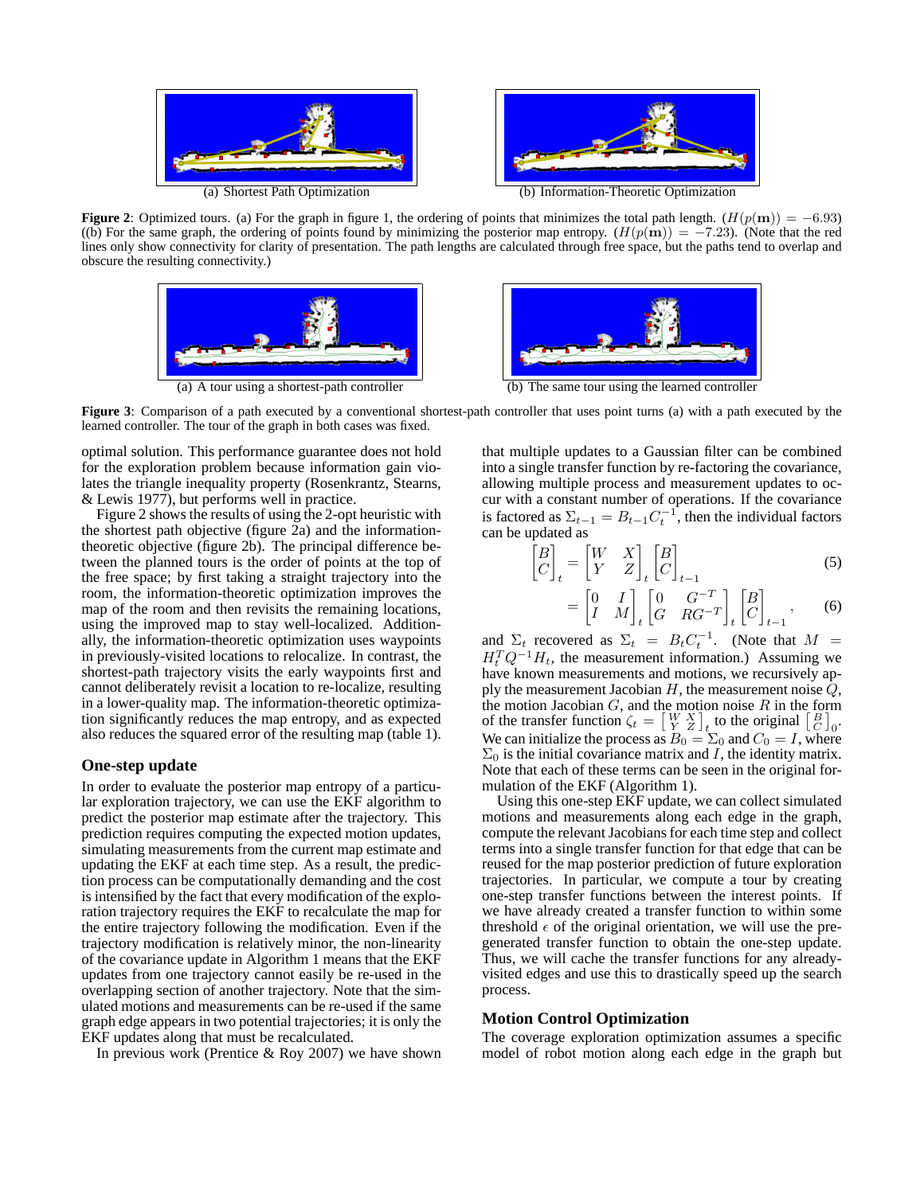(a) Shortest Path Optimization

(b) Information-Theoretic Optimization

**Figure 2**: Optimized tours. (a) For the graph in figure 1, the ordering of points that minimizes the total path length. ($H(p(\mathbf{m})) = -6.93$) ((b) For the same graph, the ordering of points found by minimizing the posterior map entropy. ($H(p(\mathbf{m})) = -7.23$). (Note that the red lines only show connectivity for clarity of presentation. The path lengths are calculated through free space, but the paths tend to overlap and obscure the resulting connectivity.)

(a) A tour using a shortest-path controller

(b) The same tour using the learned controller

**Figure 3**: Comparison of a path executed by a conventional shortest-path controller that uses point turns (a) with a path executed by the learned controller. The tour of the graph in both cases was fixed.

optimal solution. This performance guarantee does not hold for the exploration problem because information gain violates the triangle inequality property (Rosenkrantz, Stearns, & Lewis 1977), but performs well in practice.

Figure 2 shows the results of using the 2-opt heuristic with the shortest path objective (figure 2a) and the information-theoretic objective (figure 2b). The principal difference between the planned tours is the order of points at the top of the free space; by first taking a straight trajectory into the room, the information-theoretic optimization improves the map of the room and then revisits the remaining locations, using the improved map to stay well-localized. Additionally, the information-theoretic optimization uses waypoints in previously-visited locations to relocalize. In contrast, the shortest-path trajectory visits the early waypoints first and cannot deliberately revisit a location to re-localize, resulting in a lower-quality map. The information-theoretic optimization significantly reduces the map entropy, and as expected also reduces the squared error of the resulting map (table 1).

### One-step update

In order to evaluate the posterior map entropy of a particular exploration trajectory, we can use the EKF algorithm to predict the posterior map estimate after the trajectory. This prediction requires computing the expected motion updates, simulating measurements from the current map estimate and updating the EKF at each time step. As a result, the prediction process can be computationally demanding and the cost is intensified by the fact that every modification of the exploration trajectory requires the EKF to recalculate the map for the entire trajectory following the modification. Even if the trajectory modification is relatively minor, the non-linearity of the covariance update in Algorithm 1 means that the EKF updates from one trajectory cannot easily be re-used in the overlapping section of another trajectory. Note that the simulated motions and measurements can be re-used if the same graph edge appears in two potential trajectories; it is only the EKF updates along that must be recalculated.

In previous work (Prentice & Roy 2007) we have shown that multiple updates to a Gaussian filter can be combined into a single transfer function by re-factoring the covariance, allowing multiple process and measurement updates to occur with a constant number of operations. If the covariance is factored as $\Sigma_{t-1} = B_{t-1}C_t^{-1}$, then the individual factors can be updated as

$$\begin{bmatrix} B \\ C \end{bmatrix}_t = \begin{bmatrix} W & X \\ Y & Z \end{bmatrix}_t \begin{bmatrix} B \\ C \end{bmatrix}_{t-1} \tag{5}$$

$$= \begin{bmatrix} 0 & I \\ I & M \end{bmatrix}_t \begin{bmatrix} 0 & G^{-T} \\ G & RG^{-T} \end{bmatrix}_t \begin{bmatrix} B \\ C \end{bmatrix}_{t-1}, \tag{6}$$

and $\Sigma_t$ recovered as $\Sigma_t = B_t C_t^{-1}$. (Note that $M = H_t^T Q^{-1} H_t$, the measurement information.) Assuming we have known measurements and motions, we recursively apply the measurement Jacobian $H$, the measurement noise $Q$, the motion Jacobian $G$, and the motion noise $R$ in the form of the transfer function $\zeta_t = \left[\begin{smallmatrix} W & X \\ Y & Z \end{smallmatrix}\right]_t$ to the original $\left[\begin{smallmatrix} B \\ C \end{smallmatrix}\right]_0$. We can initialize the process as $B_0 = \Sigma_0$ and $C_0 = I$, where $\Sigma_0$ is the initial covariance matrix and $I$, the identity matrix. Note that each of these terms can be seen in the original formulation of the EKF (Algorithm 1).

Using this one-step EKF update, we can collect simulated motions and measurements along each edge in the graph, compute the relevant Jacobians for each time step and collect terms into a single transfer function for that edge that can be reused for the map posterior prediction of future exploration trajectories. In particular, we compute a tour by creating one-step transfer functions between the interest points. If we have already created a transfer function to within some threshold $\epsilon$ of the original orientation, we will use the pre-generated transfer function to obtain the one-step update. Thus, we will cache the transfer functions for any already-visited edges and use this to drastically speed up the search process.

### Motion Control Optimization

The coverage exploration optimization assumes a specific model of robot motion along each edge in the graph but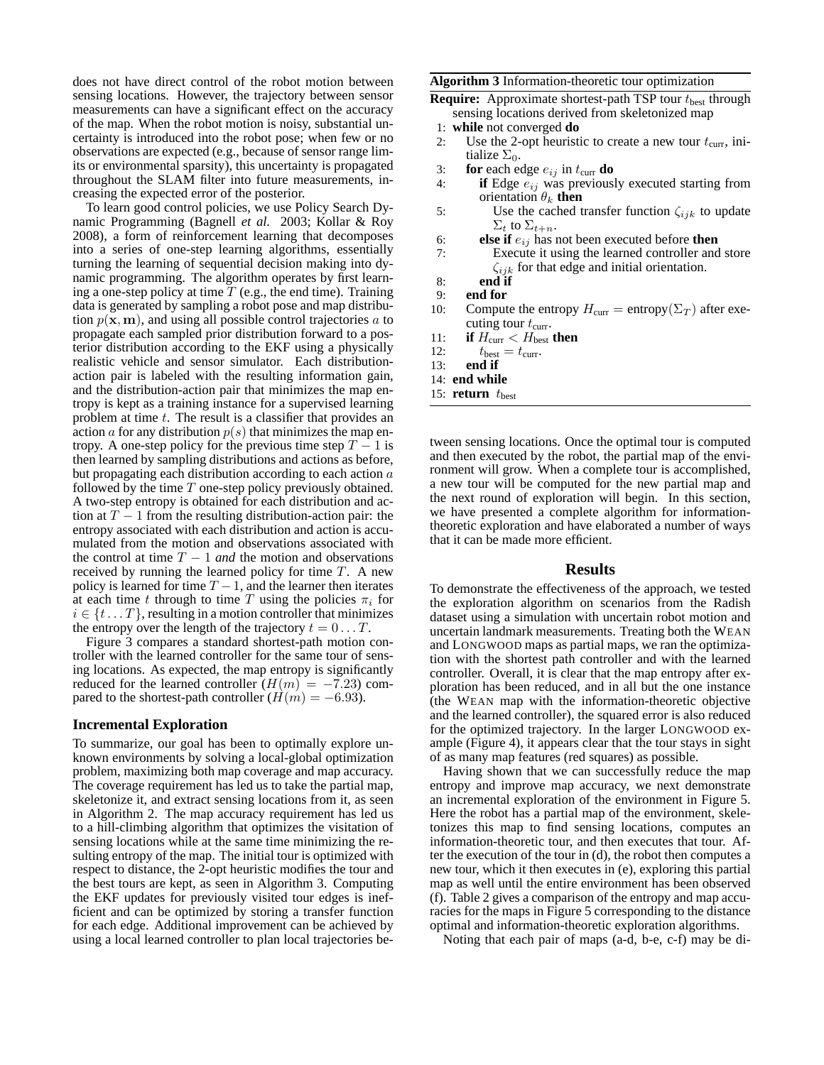does not have direct control of the robot motion between sensing locations. However, the trajectory between sensor measurements can have a significant effect on the accuracy of the map. When the robot motion is noisy, substantial uncertainty is introduced into the robot pose; when few or no observations are expected (e.g., because of sensor range limits or environmental sparsity), this uncertainty is propagated throughout the SLAM filter into future measurements, increasing the expected error of the posterior.

To learn good control policies, we use Policy Search Dynamic Programming (Bagnell *et al.* 2003; Kollar & Roy 2008), a form of reinforcement learning that decomposes into a series of one-step learning algorithms, essentially turning the learning of sequential decision making into dynamic programming. The algorithm operates by first learning a one-step policy at time $T$ (e.g., the end time). Training data is generated by sampling a robot pose and map distribution $p(\mathbf{x}, \mathbf{m})$, and using all possible control trajectories $a$ to propagate each sampled prior distribution forward to a posterior distribution according to the EKF using a physically realistic vehicle and sensor simulator. Each distribution-action pair is labeled with the resulting information gain, and the distribution-action pair that minimizes the map entropy is kept as a training instance for a supervised learning problem at time $t$. The result is a classifier that provides an action $a$ for any distribution $p(s)$ that minimizes the map entropy. A one-step policy for the previous time step $T-1$ is then learned by sampling distributions and actions as before, but propagating each distribution according to each action $a$ followed by the time $T$ one-step policy previously obtained. A two-step entropy is obtained for each distribution and action at $T-1$ from the resulting distribution-action pair: the entropy associated with each distribution and action is accumulated from the motion and observations associated with the control at time $T-1$ *and* the motion and observations received by running the learned policy for time $T$. A new policy is learned for time $T-1$, and the learner then iterates at each time $t$ through to time $T$ using the policies $\pi_i$ for $i \in \{t \dots T\}$, resulting in a motion controller that minimizes the entropy over the length of the trajectory $t = 0 \dots T$.

Figure 3 compares a standard shortest-path motion controller with the learned controller for the same tour of sensing locations. As expected, the map entropy is significantly reduced for the learned controller ($H(m) = -7.23$) compared to the shortest-path controller ($H(m) = -6.93$).

### Incremental Exploration

To summarize, our goal has been to optimally explore unknown environments by solving a local-global optimization problem, maximizing both map coverage and map accuracy. The coverage requirement has led us to take the partial map, skeletonize it, and extract sensing locations from it, as seen in Algorithm 2. The map accuracy requirement has led us to a hill-climbing algorithm that optimizes the visitation of sensing locations while at the same time minimizing the resulting entropy of the map. The initial tour is optimized with respect to distance, the 2-opt heuristic modifies the tour and the best tours are kept, as seen in Algorithm 3. Computing the EKF updates for previously visited tour edges is inefficient and can be optimized by storing a transfer function for each edge. Additional improvement can be achieved by using a local learned controller to plan local trajectories between sensing locations. Once the optimal tour is computed and then executed by the robot, the partial map of the environment will grow. When a complete tour is accomplished, a new tour will be computed for the new partial map and the next round of exploration will begin. In this section, we have presented a complete algorithm for information-theoretic exploration and have elaborated a number of ways that it can be made more efficient.

**Algorithm 3** Information-theoretic tour optimization

**Require:** Approximate shortest-path TSP tour $t_{\text{best}}$ through sensing locations derived from skeletonized map

1: **while** not converged **do**
2: Use the 2-opt heuristic to create a new tour $t_{\text{curr}}$, initialize $\Sigma_0$.
3: **for** each edge $e_{ij}$ in $t_{\text{curr}}$ **do**
4: **if** Edge $e_{ij}$ was previously executed starting from orientation $\theta_k$ **then**
5: Use the cached transfer function $\zeta_{ijk}$ to update $\Sigma_t$ to $\Sigma_{t+n}$.
6: **else if** $e_{ij}$ has not been executed before **then**
7: Execute it using the learned controller and store $\zeta_{ijk}$ for that edge and initial orientation.
8: **end if**
9: **end for**
10: Compute the entropy $H_{\text{curr}} = \text{entropy}(\Sigma_T)$ after executing tour $t_{\text{curr}}$.
11: **if** $H_{\text{curr}} < H_{\text{best}}$ **then**
12: $t_{\text{best}} = t_{\text{curr}}$.
13: **end if**
14: **end while**
15: **return** $t_{\text{best}}$

## Results

To demonstrate the effectiveness of the approach, we tested the exploration algorithm on scenarios from the Radish dataset using a simulation with uncertain robot motion and uncertain landmark measurements. Treating both the WEAN and LONGWOOD maps as partial maps, we ran the optimization with the shortest path controller and with the learned controller. Overall, it is clear that the map entropy after exploration has been reduced, and in all but the one instance (the WEAN map with the information-theoretic objective and the learned controller), the squared error is also reduced for the optimized trajectory. In the larger LONGWOOD example (Figure 4), it appears clear that the tour stays in sight of as many map features (red squares) as possible.

Having shown that we can successfully reduce the map entropy and improve map accuracy, we next demonstrate an incremental exploration of the environment in Figure 5. Here the robot has a partial map of the environment, skeletonizes this map to find sensing locations, computes an information-theoretic tour, and then executes that tour. After the execution of the tour in (d), the robot then computes a new tour, which it then executes in (e), exploring this partial map as well until the entire environment has been observed (f). Table 2 gives a comparison of the entropy and map accuracies for the maps in Figure 5 corresponding to the distance optimal and information-theoretic exploration algorithms.

Noting that each pair of maps (a-d, b-e, c-f) may be di-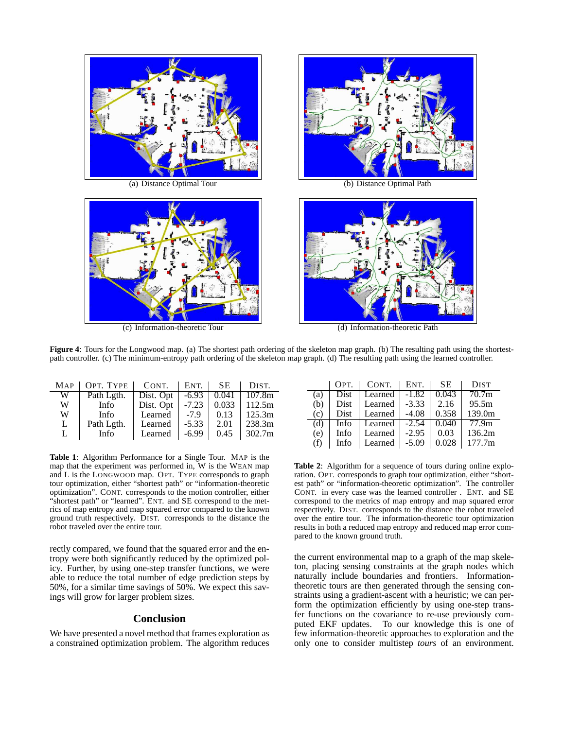(a) Distance Optimal Tour

(b) Distance Optimal Path

(c) Information-theoretic Tour

(d) Information-theoretic Path

**Figure 4**: Tours for the Longwood map. (a) The shortest path ordering of the skeleton map graph. (b) The resulting path using the shortest-path controller. (c) The minimum-entropy path ordering of the skeleton map graph. (d) The resulting path using the learned controller.

| MAP | OPT. TYPE | CONT. | ENT. | SE | DIST. |
|---|---|---|---|---|---|
| W | Path Lgth. | Dist. Opt | -6.93 | 0.041 | 107.8m |
| W | Info | Dist. Opt | -7.23 | 0.033 | 112.5m |
| W | Info | Learned | -7.9 | 0.13 | 125.3m |
| L | Path Lgth. | Learned | -5.33 | 2.01 | 238.3m |
| L | Info | Learned | -6.99 | 0.45 | 302.7m |

**Table 1**: Algorithm Performance for a Single Tour. MAP is the map that the experiment was performed in, W is the WEAN map and L is the LONGWOOD map. OPT. TYPE corresponds to graph tour optimization, either "shortest path" or "information-theoretic optimization". CONT. corresponds to the motion controller, either "shortest path" or "learned". ENT. and SE correspond to the metrics of map entropy and map squared error compared to the known ground truth respectively. DIST. corresponds to the distance the robot traveled over the entire tour.

rectly compared, we found that the squared error and the entropy were both significantly reduced by the optimized policy. Further, by using one-step transfer functions, we were able to reduce the total number of edge prediction steps by 50%, for a similar time savings of 50%. We expect this savings will grow for larger problem sizes.

## Conclusion

We have presented a novel method that frames exploration as a constrained optimization problem. The algorithm reduces the current environmental map to a graph of the map skeleton, placing sensing constraints at the graph nodes which naturally include boundaries and frontiers. Information-theoretic tours are then generated through the sensing constraints using a gradient-ascent with a heuristic; we can perform the optimization efficiently by using one-step transfer functions on the covariance to re-use previously computed EKF updates. To our knowledge this is one of few information-theoretic approaches to exploration and the only one to consider multistep *tours* of an environment.

| | OPT. | CONT. | ENT. | SE | DIST |
|---|---|---|---|---|---|
| (a) | Dist | Learned | -1.82 | 0.043 | 70.7m |
| (b) | Dist | Learned | -3.33 | 2.16 | 95.5m |
| (c) | Dist | Learned | -4.08 | 0.358 | 139.0m |
| (d) | Info | Learned | -2.54 | 0.040 | 77.9m |
| (e) | Info | Learned | -2.95 | 0.03 | 136.2m |
| (f) | Info | Learned | -5.09 | 0.028 | 177.7m |

**Table 2**: Algorithm for a sequence of tours during online exploration. OPT. corresponds to graph tour optimization, either "shortest path" or "information-theoretic optimization". The controller CONT. in every case was the learned controller . ENT. and SE correspond to the metrics of map entropy and map squared error respectively. DIST. corresponds to the distance the robot traveled over the entire tour. The information-theoretic tour optimization results in both a reduced map entropy and reduced map error compared to the known ground truth.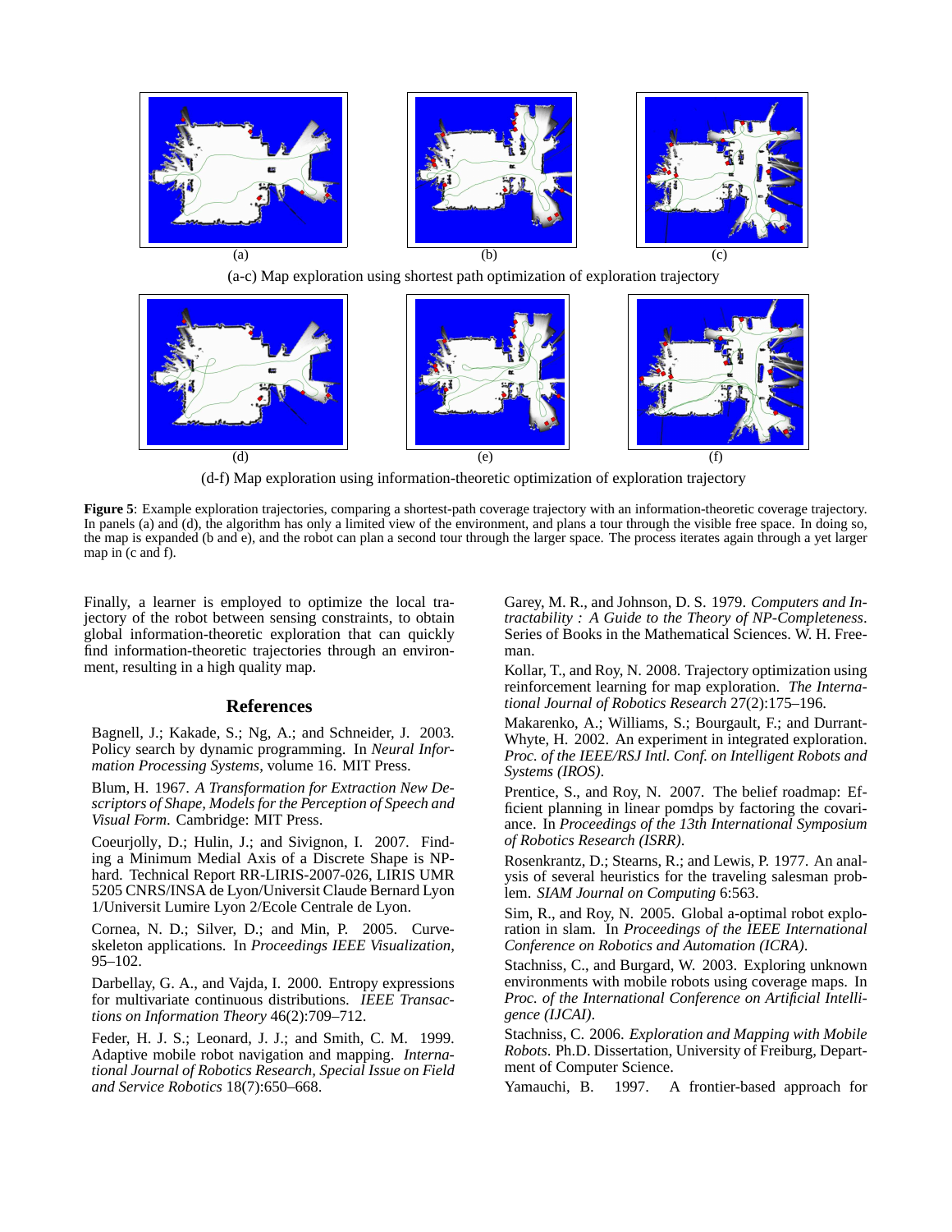(a) (b) (c)

(a-c) Map exploration using shortest path optimization of exploration trajectory

(d) (e) (f)

(d-f) Map exploration using information-theoretic optimization of exploration trajectory

**Figure 5**: Example exploration trajectories, comparing a shortest-path coverage trajectory with an information-theoretic coverage trajectory. In panels (a) and (d), the algorithm has only a limited view of the environment, and plans a tour through the visible free space. In doing so, the map is expanded (b and e), and the robot can plan a second tour through the larger space. The process iterates again through a yet larger map in (c and f).

Finally, a learner is employed to optimize the local trajectory of the robot between sensing constraints, to obtain global information-theoretic exploration that can quickly find information-theoretic trajectories through an environment, resulting in a high quality map.

## References

Bagnell, J.; Kakade, S.; Ng, A.; and Schneider, J. 2003. Policy search by dynamic programming. In *Neural Information Processing Systems*, volume 16. MIT Press.

Blum, H. 1967. *A Transformation for Extraction New Descriptors of Shape, Models for the Perception of Speech and Visual Form*. Cambridge: MIT Press.

Coeurjolly, D.; Hulin, J.; and Sivignon, I. 2007. Finding a Minimum Medial Axis of a Discrete Shape is NP-hard. Technical Report RR-LIRIS-2007-026, LIRIS UMR 5205 CNRS/INSA de Lyon/Universit Claude Bernard Lyon 1/Universit Lumire Lyon 2/Ecole Centrale de Lyon.

Cornea, N. D.; Silver, D.; and Min, P. 2005. Curve-skeleton applications. In *Proceedings IEEE Visualization*, 95–102.

Darbellay, G. A., and Vajda, I. 2000. Entropy expressions for multivariate continuous distributions. *IEEE Transactions on Information Theory* 46(2):709–712.

Feder, H. J. S.; Leonard, J. J.; and Smith, C. M. 1999. Adaptive mobile robot navigation and mapping. *International Journal of Robotics Research, Special Issue on Field and Service Robotics* 18(7):650–668.

Garey, M. R., and Johnson, D. S. 1979. *Computers and Intractability : A Guide to the Theory of NP-Completeness*. Series of Books in the Mathematical Sciences. W. H. Freeman.

Kollar, T., and Roy, N. 2008. Trajectory optimization using reinforcement learning for map exploration. *The International Journal of Robotics Research* 27(2):175–196.

Makarenko, A.; Williams, S.; Bourgault, F.; and Durrant-Whyte, H. 2002. An experiment in integrated exploration. *Proc. of the IEEE/RSJ Intl. Conf. on Intelligent Robots and Systems (IROS)*.

Prentice, S., and Roy, N. 2007. The belief roadmap: Efficient planning in linear pomdps by factoring the covariance. In *Proceedings of the 13th International Symposium of Robotics Research (ISRR)*.

Rosenkrantz, D.; Stearns, R.; and Lewis, P. 1977. An analysis of several heuristics for the traveling salesman problem. *SIAM Journal on Computing* 6:563.

Sim, R., and Roy, N. 2005. Global a-optimal robot exploration in slam. In *Proceedings of the IEEE International Conference on Robotics and Automation (ICRA)*.

Stachniss, C., and Burgard, W. 2003. Exploring unknown environments with mobile robots using coverage maps. In *Proc. of the International Conference on Artificial Intelligence (IJCAI)*.

Stachniss, C. 2006. *Exploration and Mapping with Mobile Robots*. Ph.D. Dissertation, University of Freiburg, Department of Computer Science.

Yamauchi, B. 1997. A frontier-based approach for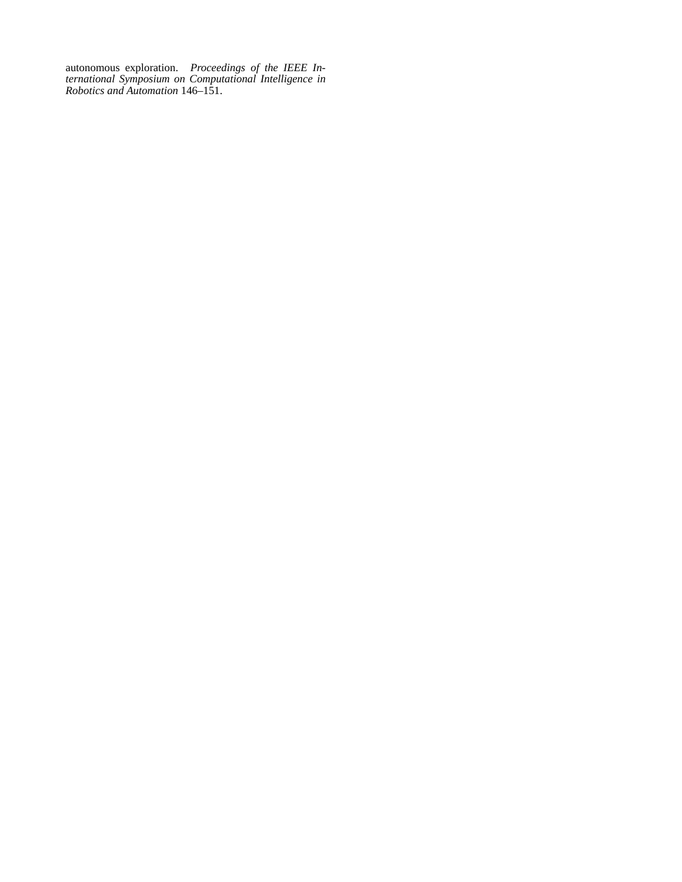autonomous exploration. *Proceedings of the IEEE International Symposium on Computational Intelligence in Robotics and Automation* 146–151.